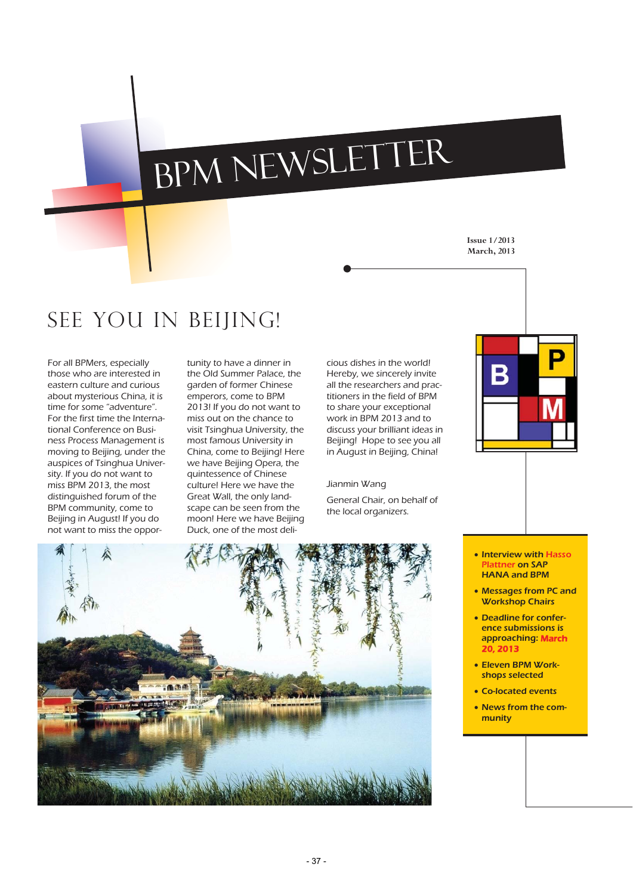# BPM NEWSLETTER

Issue 1/2013
March, 2013

## SEE YOU IN BEIJING!

For all BPMers, especially those who are interested in eastern culture and curious about mysterious China, it is time for some "adventure". For the first time the International Conference on Business Process Management is moving to Beijing, under the auspices of Tsinghua University. If you do not want to miss BPM 2013, the most distinguished forum of the BPM community, come to Beijing in August! If you do not want to miss the opportunity to have a dinner in the Old Summer Palace, the garden of former Chinese emperors, come to BPM 2013! If you do not want to miss out on the chance to visit Tsinghua University, the most famous University in China, come to Beijing! Here we have Beijing Opera, the quintessence of Chinese culture! Here we have the Great Wall, the only landscape can be seen from the moon! Here we have Beijing Duck, one of the most delicious dishes in the world! Hereby, we sincerely invite all the researchers and practitioners in the field of BPM to share your exceptional work in BPM 2013 and to discuss your brilliant ideas in Beijing! Hope to see you all in August in Beijing, China!

*Jianmin Wang*

General Chair, on behalf of the local organizers.

- **Interview with Hasso Plattner on SAP HANA and BPM**
- **Messages from PC and Workshop Chairs**
- **Deadline for conference submissions is approaching: March 20, 2013**
- **Eleven BPM Workshops selected**
- **Co-located events**
- **News from the community**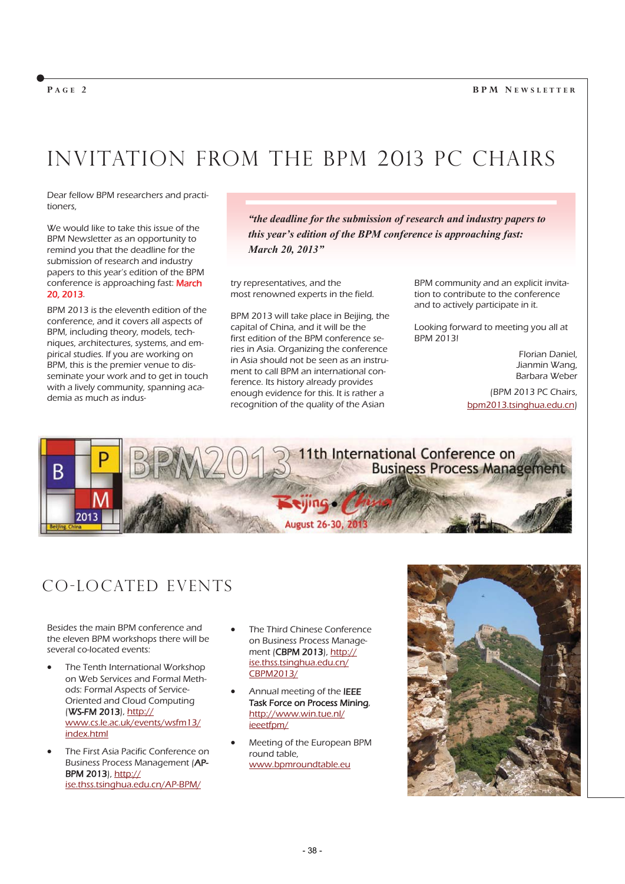# INVITATION FROM THE BPM 2013 PC CHAIRS

Dear fellow BPM researchers and practitioners,

We would like to take this issue of the BPM Newsletter as an opportunity to remind you that the deadline for the submission of research and industry papers to this year's edition of the BPM conference is approaching fast: March 20, 2013.

> *"the deadline for the submission of research and industry papers to this year's edition of the BPM conference is approaching fast: March 20, 2013"*

BPM 2013 is the eleventh edition of the conference, and it covers all aspects of BPM, including theory, models, techniques, architectures, systems, and empirical studies. If you are working on BPM, this is the premier venue to disseminate your work and to get in touch with a lively community, spanning academia as much as industry representatives, and the most renowned experts in the field.

BPM 2013 will take place in Beijing, the capital of China, and it will be the first edition of the BPM conference series in Asia. Organizing the conference in Asia should not be seen as an instrument to call BPM an international conference. Its history already provides enough evidence for this. It is rather a recognition of the quality of the Asian BPM community and an explicit invitation to contribute to the conference and to actively participate in it.

Looking forward to meeting you all at BPM 2013!

Florian Daniel,
Jianmin Wang,
Barbara Weber

(BPM 2013 PC Chairs, bpm2013.tsinghua.edu.cn)

# CO-LOCATED EVENTS

Besides the main BPM conference and the eleven BPM workshops there will be several co-located events:

- The Tenth International Workshop on Web Services and Formal Methods: Formal Aspects of Service-Oriented and Cloud Computing (**WS-FM 2013**), http://www.cs.le.ac.uk/events/wsfm13/index.html
- The First Asia Pacific Conference on Business Process Management (**AP-BPM 2013**), http://ise.thss.tsinghua.edu.cn/AP-BPM/
- The Third Chinese Conference on Business Process Management (**CBPM 2013**), http://ise.thss.tsinghua.edu.cn/CBPM2013/
- Annual meeting of the **IEEE Task Force on Process Mining**, http://www.win.tue.nl/ieeetfpm/
- Meeting of the European BPM round table, www.bpmroundtable.eu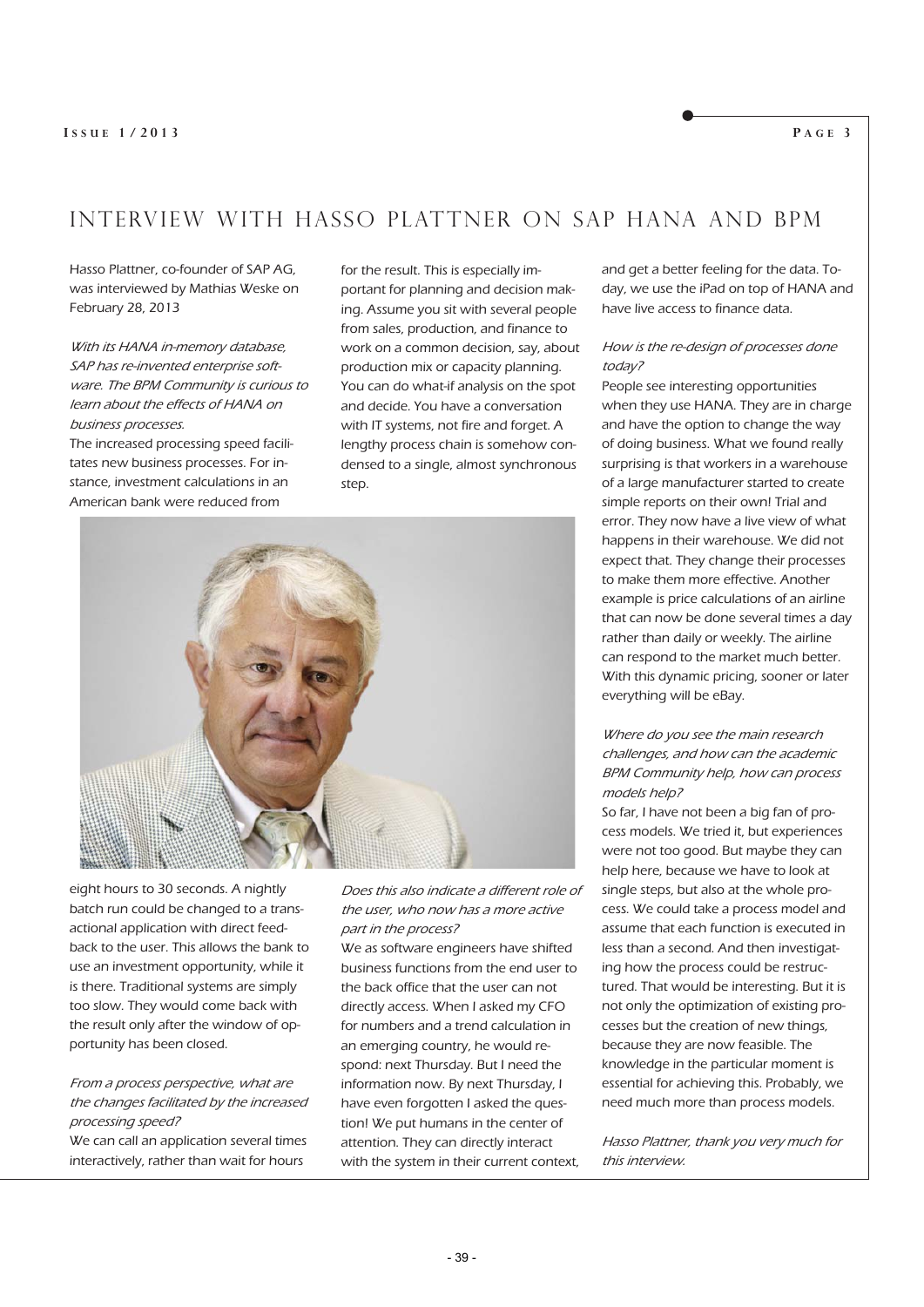# INTERVIEW WITH HASSO PLATTNER ON SAP HANA AND BPM

Hasso Plattner, co-founder of SAP AG, was interviewed by Mathias Weske on February 28, 2013

*With its HANA in-memory database, SAP has re-invented enterprise software. The BPM Community is curious to learn about the effects of HANA on business processes.*

The increased processing speed facilitates new business processes. For instance, investment calculations in an American bank were reduced from eight hours to 30 seconds. A nightly batch run could be changed to a transactional application with direct feedback to the user. This allows the bank to use an investment opportunity, while it is there. Traditional systems are simply too slow. They would come back with the result only after the window of opportunity has been closed.

*From a process perspective, what are the changes facilitated by the increased processing speed?*

We can call an application several times interactively, rather than wait for hours for the result. This is especially important for planning and decision making. Assume you sit with several people from sales, production, and finance to work on a common decision, say, about production mix or capacity planning. You can do what-if analysis on the spot and decide. You have a conversation with IT systems, not fire and forget. A lengthy process chain is somehow condensed to a single, almost synchronous step.

*Does this also indicate a different role of the user, who now has a more active part in the process?*

We as software engineers have shifted business functions from the end user to the back office that the user can not directly access. When I asked my CFO for numbers and a trend calculation in an emerging country, he would respond: next Thursday. But I need the information now. By next Thursday, I have even forgotten I asked the question! We put humans in the center of attention. They can directly interact with the system in their current context, and get a better feeling for the data. Today, we use the iPad on top of HANA and have live access to finance data.

*How is the re-design of processes done today?*

People see interesting opportunities when they use HANA. They are in charge and have the option to change the way of doing business. What we found really surprising is that workers in a warehouse of a large manufacturer started to create simple reports on their own! Trial and error. They now have a live view of what happens in their warehouse. We did not expect that. They change their processes to make them more effective. Another example is price calculations of an airline that can now be done several times a day rather than daily or weekly. The airline can respond to the market much better. With this dynamic pricing, sooner or later everything will be eBay.

*Where do you see the main research challenges, and how can the academic BPM Community help, how can process models help?*

So far, I have not been a big fan of process models. We tried it, but experiences were not too good. But maybe they can help here, because we have to look at single steps, but also at the whole process. We could take a process model and assume that each function is executed in less than a second. And then investigating how the process could be restructured. That would be interesting. But it is not only the optimization of existing processes but the creation of new things, because they are now feasible. The knowledge in the particular moment is essential for achieving this. Probably, we need much more than process models.

*Hasso Plattner, thank you very much for this interview.*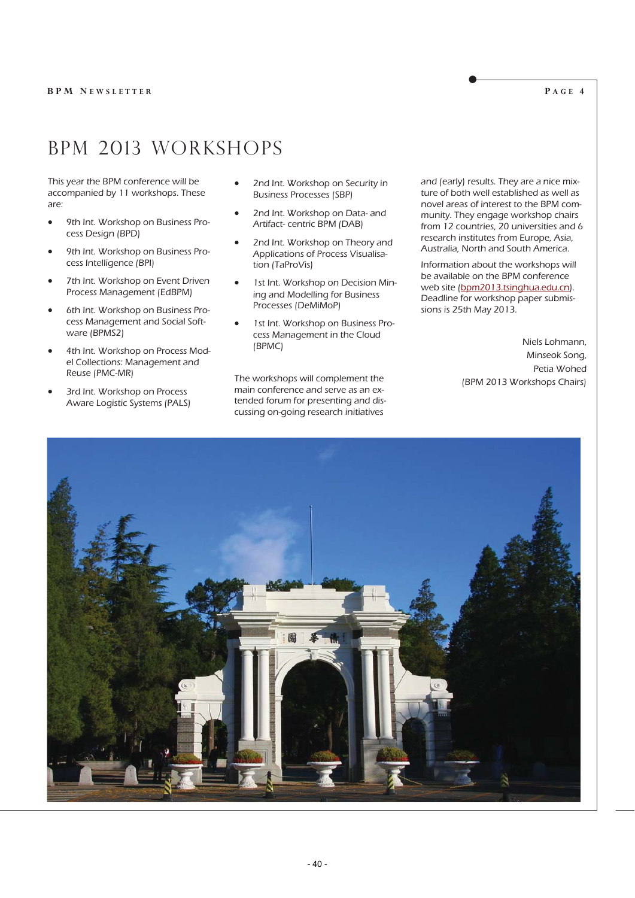# BPM 2013 Workshops

This year the BPM conference will be accompanied by 11 workshops. These are:

- 9th Int. Workshop on Business Process Design (BPD)
- 9th Int. Workshop on Business Process Intelligence (BPI)
- 7th Int. Workshop on Event Driven Process Management (EdBPM)
- 6th Int. Workshop on Business Process Management and Social Software (BPMS2)
- 4th Int. Workshop on Process Model Collections: Management and Reuse (PMC-MR)
- 3rd Int. Workshop on Process Aware Logistic Systems (PALS)
- 2nd Int. Workshop on Security in Business Processes (SBP)
- 2nd Int. Workshop on Data- and Artifact- centric BPM (DAB)
- 2nd Int. Workshop on Theory and Applications of Process Visualisation (TaProVis)
- 1st Int. Workshop on Decision Mining and Modelling for Business Processes (DeMiMoP)
- 1st Int. Workshop on Business Process Management in the Cloud (BPMC)

The workshops will complement the main conference and serve as an extended forum for presenting and discussing on-going research initiatives and (early) results. They are a nice mixture of both well established as well as novel areas of interest to the BPM community. They engage workshop chairs from 12 countries, 20 universities and 6 research institutes from Europe, Asia, Australia, North and South America.

Information about the workshops will be available on the BPM conference web site (bpm2013.tsinghua.edu.cn). Deadline for workshop paper submissions is 25th May 2013.

Niels Lohmann,
Minseok Song,
Petia Wohed
(BPM 2013 Workshops Chairs)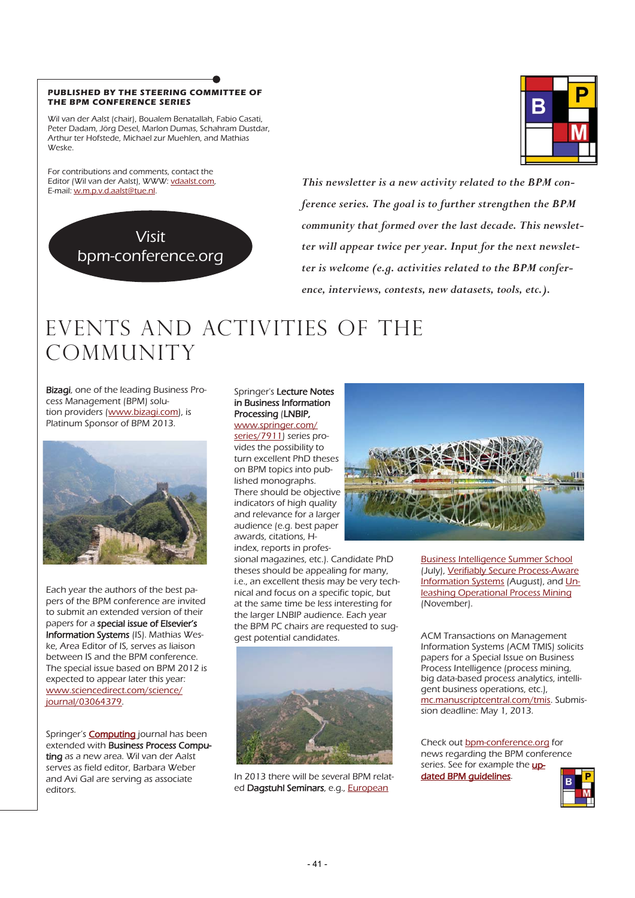**PUBLISHED BY THE STEERING COMMITTEE OF THE BPM CONFERENCE SERIES**

Wil van der Aalst (chair), Boualem Benatallah, Fabio Casati, Peter Dadam, Jörg Desel, Marlon Dumas, Schahram Dustdar, Arthur ter Hofstede, Michael zur Muehlen, and Mathias Weske.

For contributions and comments, contact the Editor (Wil van der Aalst), WWW: vdaalst.com, E-mail: w.m.p.v.d.aalst@tue.nl.

Visit bpm-conference.org

*This newsletter is a new activity related to the BPM conference series. The goal is to further strengthen the BPM community that formed over the last decade. This newsletter will appear twice per year. Input for the next newsletter is welcome (e.g. activities related to the BPM conference, interviews, contests, new datasets, tools, etc.).*

# EVENTS AND ACTIVITIES OF THE COMMUNITY

**Bizagi**, one of the leading Business Process Management (BPM) solution providers (www.bizagi.com), is Platinum Sponsor of BPM 2013.

Each year the authors of the best papers of the BPM conference are invited to submit an extended version of their papers for a **special issue of Elsevier's Information Systems** (IS). Mathias Weske, Area Editor of IS, serves as liaison between IS and the BPM conference. The special issue based on BPM 2012 is expected to appear later this year: www.sciencedirect.com/science/journal/03064379.

Springer's **Computing** journal has been extended with **Business Process Computing** as a new area. Wil van der Aalst serves as field editor, Barbara Weber and Avi Gal are serving as associate editors.

Springer's **Lecture Notes in Business Information Processing** (**LNBIP**, www.springer.com/series/7911) series provides the possibility to turn excellent PhD theses on BPM topics into published monographs. There should be objective indicators of high quality and relevance for a larger audience (e.g. best paper awards, citations, H-index, reports in professional magazines, etc.). Candidate PhD theses should be appealing for many, i.e., an excellent thesis may be very technical and focus on a specific topic, but at the same time be less interesting for the larger LNBIP audience. Each year the BPM PC chairs are requested to suggest potential candidates.

In 2013 there will be several BPM related **Dagstuhl Seminars**, e.g., European Business Intelligence Summer School (July), Verifiably Secure Process-Aware Information Systems (August), and Unleashing Operational Process Mining (November).

ACM Transactions on Management Information Systems (ACM TMIS) solicits papers for a Special Issue on Business Process Intelligence (process mining, big data-based process analytics, intelligent business operations, etc.), mc.manuscriptcentral.com/tmis. Submission deadline: May 1, 2013.

Check out bpm-conference.org for news regarding the BPM conference series. See for example the **updated BPM guidelines**.